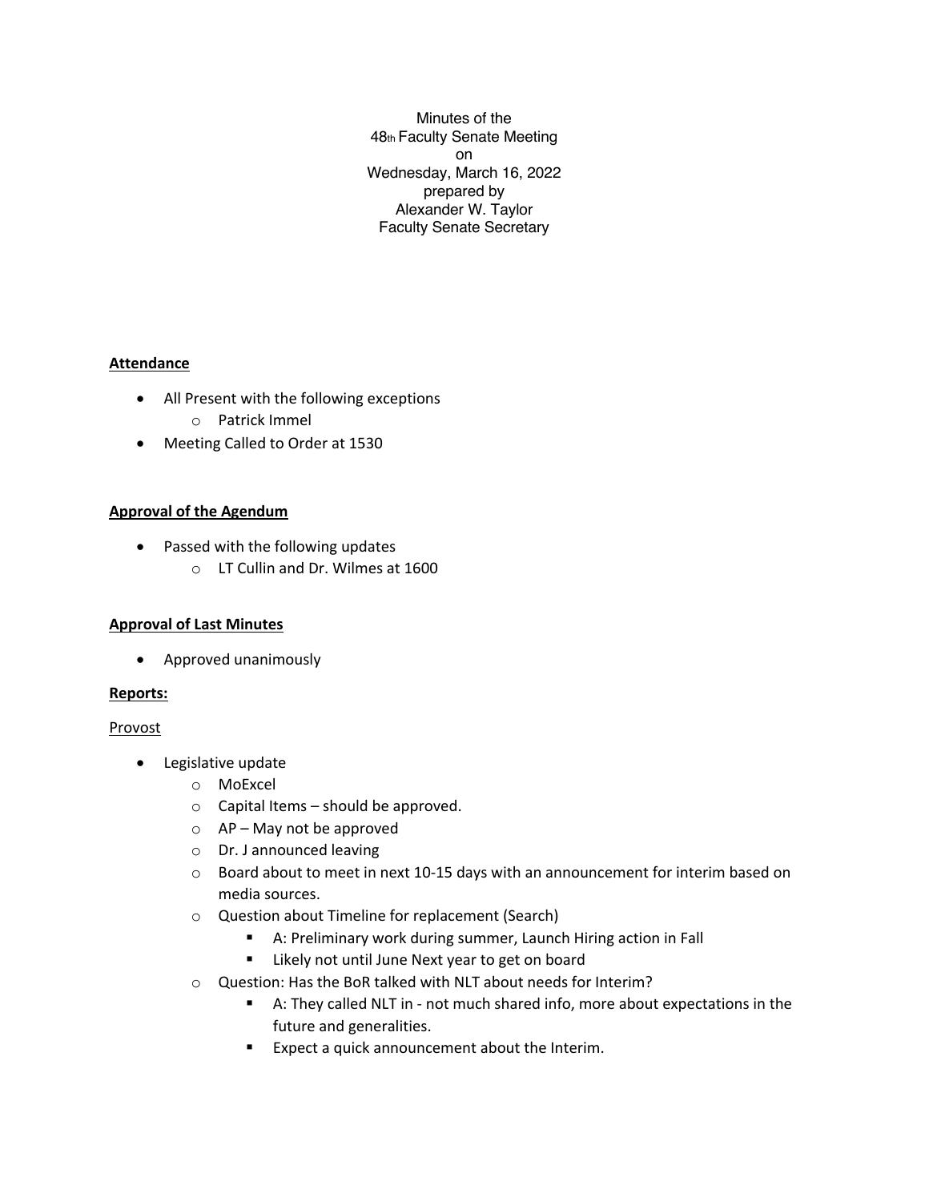Minutes of the
48th Faculty Senate Meeting
on
Wednesday, March 16, 2022
prepared by
Alexander W. Taylor
Faculty Senate Secretary

**Attendance**

- All Present with the following exceptions
  - Patrick Immel
- Meeting Called to Order at 1530

**Approval of the Agendum**

- Passed with the following updates
  - LT Cullin and Dr. Wilmes at 1600

**Approval of Last Minutes**

- Approved unanimously

**Reports:**

Provost

- Legislative update
  - MoExcel
  - Capital Items – should be approved.
  - AP – May not be approved
  - Dr. J announced leaving
  - Board about to meet in next 10-15 days with an announcement for interim based on media sources.
  - Question about Timeline for replacement (Search)
    - A: Preliminary work during summer, Launch Hiring action in Fall
    - Likely not until June Next year to get on board
  - Question: Has the BoR talked with NLT about needs for Interim?
    - A: They called NLT in - not much shared info, more about expectations in the future and generalities.
    - Expect a quick announcement about the Interim.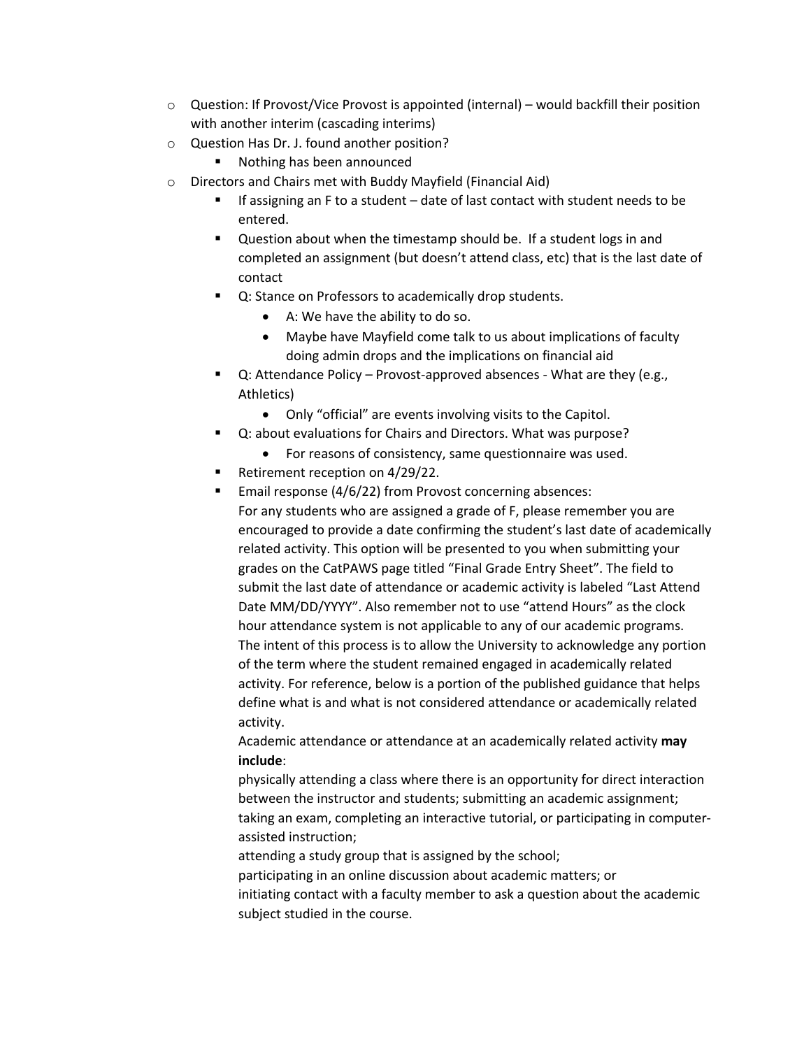- Question: If Provost/Vice Provost is appointed (internal) – would backfill their position with another interim (cascading interims)
- Question Has Dr. J. found another position?
  - Nothing has been announced
- Directors and Chairs met with Buddy Mayfield (Financial Aid)
  - If assigning an F to a student – date of last contact with student needs to be entered.
  - Question about when the timestamp should be. If a student logs in and completed an assignment (but doesn't attend class, etc) that is the last date of contact
  - Q: Stance on Professors to academically drop students.
    - A: We have the ability to do so.
    - Maybe have Mayfield come talk to us about implications of faculty doing admin drops and the implications on financial aid
  - Q: Attendance Policy – Provost-approved absences - What are they (e.g., Athletics)
    - Only "official" are events involving visits to the Capitol.
  - Q: about evaluations for Chairs and Directors. What was purpose?
    - For reasons of consistency, same questionnaire was used.
  - Retirement reception on 4/29/22.
  - Email response (4/6/22) from Provost concerning absences:

    For any students who are assigned a grade of F, please remember you are encouraged to provide a date confirming the student's last date of academically related activity. This option will be presented to you when submitting your grades on the CatPAWS page titled "Final Grade Entry Sheet". The field to submit the last date of attendance or academic activity is labeled "Last Attend Date MM/DD/YYYY". Also remember not to use "attend Hours" as the clock hour attendance system is not applicable to any of our academic programs. The intent of this process is to allow the University to acknowledge any portion of the term where the student remained engaged in academically related activity. For reference, below is a portion of the published guidance that helps define what is and what is not considered attendance or academically related activity.

    Academic attendance or attendance at an academically related activity **may include**:

    physically attending a class where there is an opportunity for direct interaction between the instructor and students; submitting an academic assignment;

    taking an exam, completing an interactive tutorial, or participating in computer-assisted instruction;

    attending a study group that is assigned by the school;

    participating in an online discussion about academic matters; or

    initiating contact with a faculty member to ask a question about the academic subject studied in the course.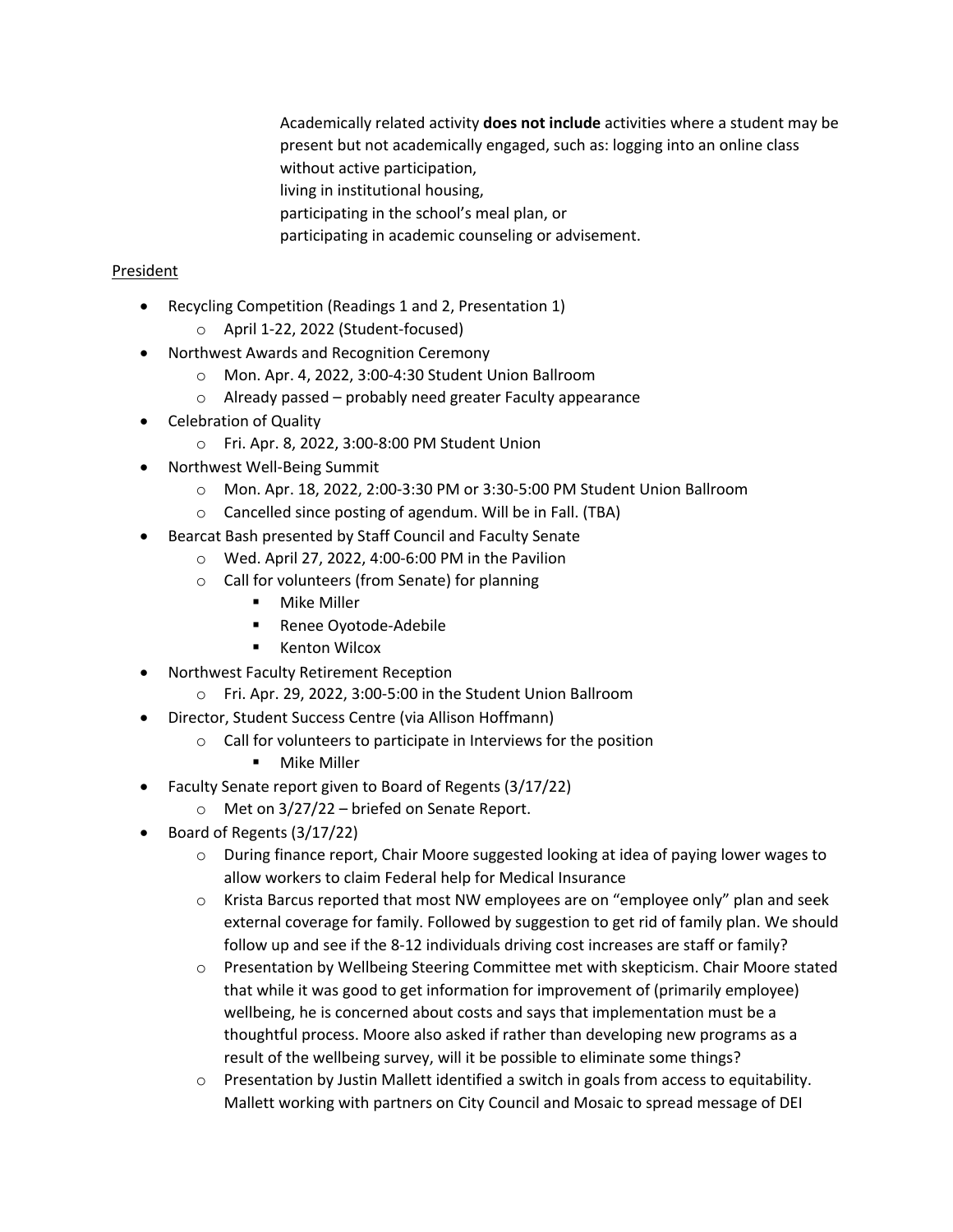Academically related activity **does not include** activities where a student may be present but not academically engaged, such as: logging into an online class without active participation,
living in institutional housing,
participating in the school's meal plan, or
participating in academic counseling or advisement.

<u>President</u>

- Recycling Competition (Readings 1 and 2, Presentation 1)
  - April 1-22, 2022 (Student-focused)
- Northwest Awards and Recognition Ceremony
  - Mon. Apr. 4, 2022, 3:00-4:30 Student Union Ballroom
  - Already passed – probably need greater Faculty appearance
- Celebration of Quality
  - Fri. Apr. 8, 2022, 3:00-8:00 PM Student Union
- Northwest Well-Being Summit
  - Mon. Apr. 18, 2022, 2:00-3:30 PM or 3:30-5:00 PM Student Union Ballroom
  - Cancelled since posting of agendum. Will be in Fall. (TBA)
- Bearcat Bash presented by Staff Council and Faculty Senate
  - Wed. April 27, 2022, 4:00-6:00 PM in the Pavilion
  - Call for volunteers (from Senate) for planning
    - Mike Miller
    - Renee Oyotode-Adebile
    - Kenton Wilcox
- Northwest Faculty Retirement Reception
  - Fri. Apr. 29, 2022, 3:00-5:00 in the Student Union Ballroom
- Director, Student Success Centre (via Allison Hoffmann)
  - Call for volunteers to participate in Interviews for the position
    - Mike Miller
- Faculty Senate report given to Board of Regents (3/17/22)
  - Met on 3/27/22 – briefed on Senate Report.
- Board of Regents (3/17/22)
  - During finance report, Chair Moore suggested looking at idea of paying lower wages to allow workers to claim Federal help for Medical Insurance
  - Krista Barcus reported that most NW employees are on "employee only" plan and seek external coverage for family. Followed by suggestion to get rid of family plan. We should follow up and see if the 8-12 individuals driving cost increases are staff or family?
  - Presentation by Wellbeing Steering Committee met with skepticism. Chair Moore stated that while it was good to get information for improvement of (primarily employee) wellbeing, he is concerned about costs and says that implementation must be a thoughtful process. Moore also asked if rather than developing new programs as a result of the wellbeing survey, will it be possible to eliminate some things?
  - Presentation by Justin Mallett identified a switch in goals from access to equitability. Mallett working with partners on City Council and Mosaic to spread message of DEI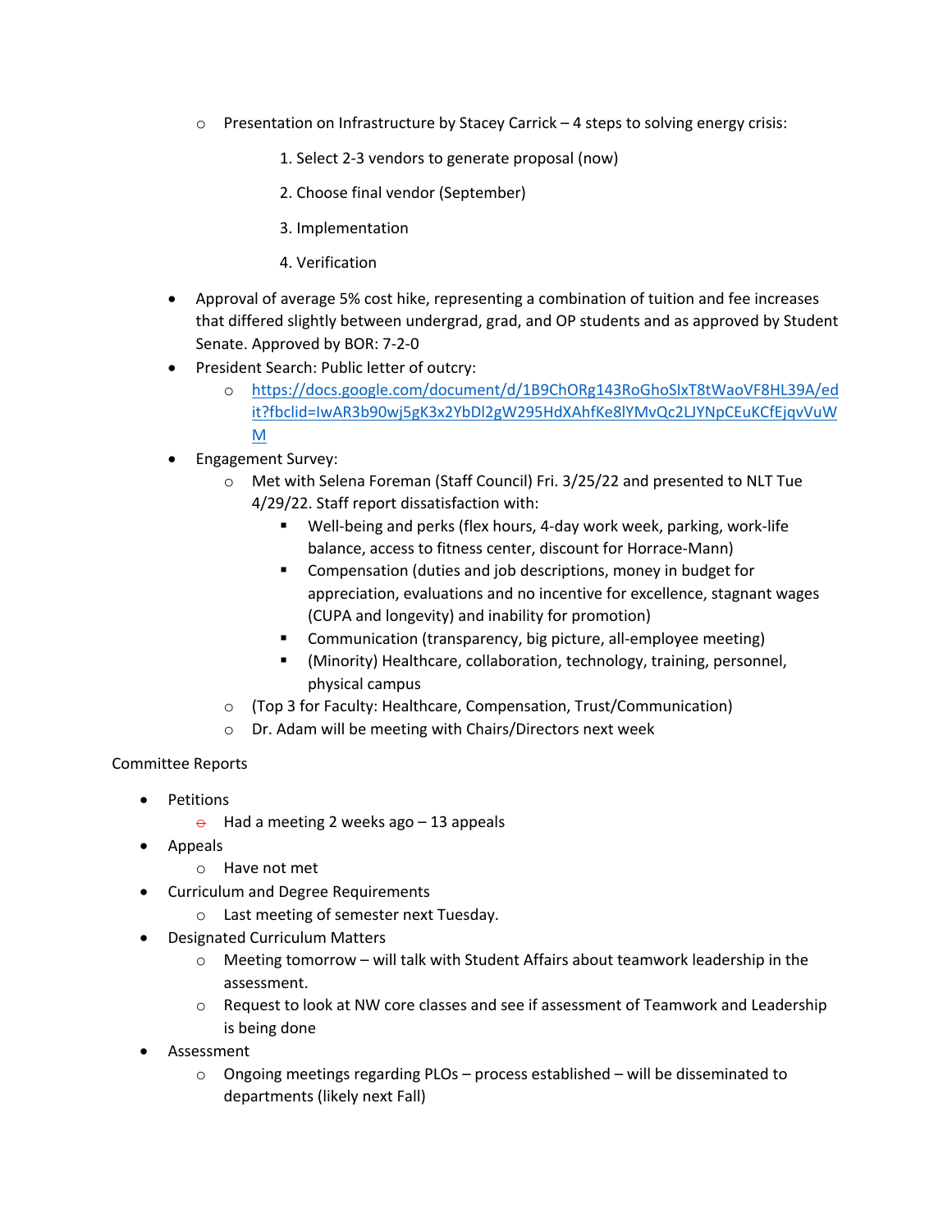- Presentation on Infrastructure by Stacey Carrick – 4 steps to solving energy crisis:
    1. Select 2-3 vendors to generate proposal (now)
    2. Choose final vendor (September)
    3. Implementation
    4. Verification

- Approval of average 5% cost hike, representing a combination of tuition and fee increases that differed slightly between undergrad, grad, and OP students and as approved by Student Senate. Approved by BOR: 7-2-0
- President Search: Public letter of outcry:
  - https://docs.google.com/document/d/1B9ChORg143RoGhoSIxT8tWaoVF8HL39A/edit?fbclid=IwAR3b90wj5gK3x2YbDl2gW295HdXAhfKe8lYMvQc2LJYNpCEuKCfEjqvVuWM
- Engagement Survey:
  - Met with Selena Foreman (Staff Council) Fri. 3/25/22 and presented to NLT Tue 4/29/22. Staff report dissatisfaction with:
    - Well-being and perks (flex hours, 4-day work week, parking, work-life balance, access to fitness center, discount for Horrace-Mann)
    - Compensation (duties and job descriptions, money in budget for appreciation, evaluations and no incentive for excellence, stagnant wages (CUPA and longevity) and inability for promotion)
    - Communication (transparency, big picture, all-employee meeting)
    - (Minority) Healthcare, collaboration, technology, training, personnel, physical campus
  - (Top 3 for Faculty: Healthcare, Compensation, Trust/Communication)
  - Dr. Adam will be meeting with Chairs/Directors next week

Committee Reports

- Petitions
  - Had a meeting 2 weeks ago – 13 appeals
- Appeals
  - Have not met
- Curriculum and Degree Requirements
  - Last meeting of semester next Tuesday.
- Designated Curriculum Matters
  - Meeting tomorrow – will talk with Student Affairs about teamwork leadership in the assessment.
  - Request to look at NW core classes and see if assessment of Teamwork and Leadership is being done
- Assessment
  - Ongoing meetings regarding PLOs – process established – will be disseminated to departments (likely next Fall)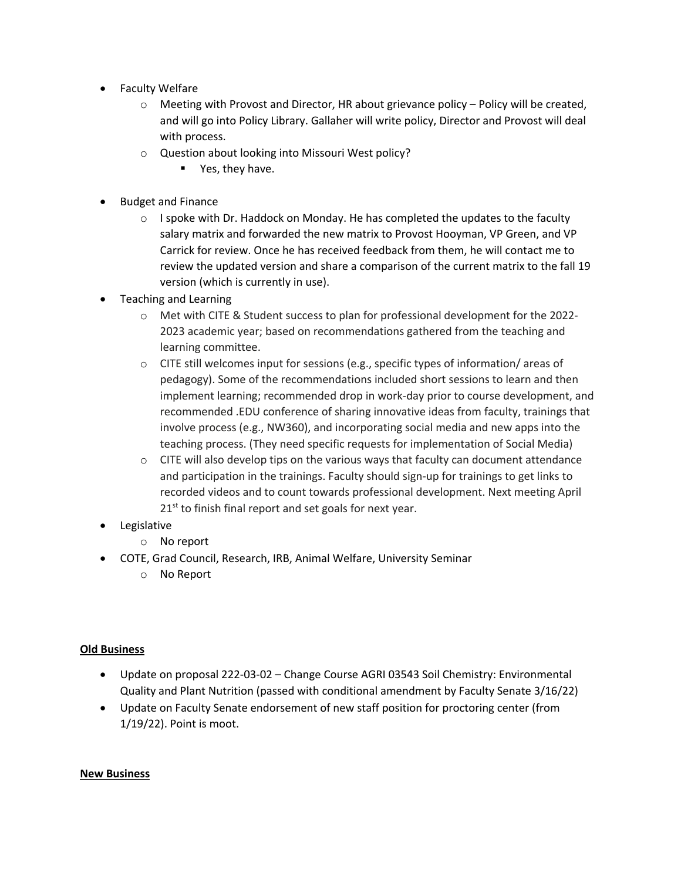- Faculty Welfare
    - Meeting with Provost and Director, HR about grievance policy – Policy will be created, and will go into Policy Library. Gallaher will write policy, Director and Provost will deal with process.
    - Question about looking into Missouri West policy?
        - Yes, they have.

- Budget and Finance
    - I spoke with Dr. Haddock on Monday. He has completed the updates to the faculty salary matrix and forwarded the new matrix to Provost Hooyman, VP Green, and VP Carrick for review. Once he has received feedback from them, he will contact me to review the updated version and share a comparison of the current matrix to the fall 19 version (which is currently in use).
- Teaching and Learning
    - Met with CITE & Student success to plan for professional development for the 2022-2023 academic year; based on recommendations gathered from the teaching and learning committee.
    - CITE still welcomes input for sessions (e.g., specific types of information/ areas of pedagogy). Some of the recommendations included short sessions to learn and then implement learning; recommended drop in work-day prior to course development, and recommended .EDU conference of sharing innovative ideas from faculty, trainings that involve process (e.g., NW360), and incorporating social media and new apps into the teaching process. (They need specific requests for implementation of Social Media)
    - CITE will also develop tips on the various ways that faculty can document attendance and participation in the trainings. Faculty should sign-up for trainings to get links to recorded videos and to count towards professional development. Next meeting April 21st to finish final report and set goals for next year.
- Legislative
    - No report
- COTE, Grad Council, Research, IRB, Animal Welfare, University Seminar
    - No Report

**Old Business**

- Update on proposal 222-03-02 – Change Course AGRI 03543 Soil Chemistry: Environmental Quality and Plant Nutrition (passed with conditional amendment by Faculty Senate 3/16/22)
- Update on Faculty Senate endorsement of new staff position for proctoring center (from 1/19/22). Point is moot.

**New Business**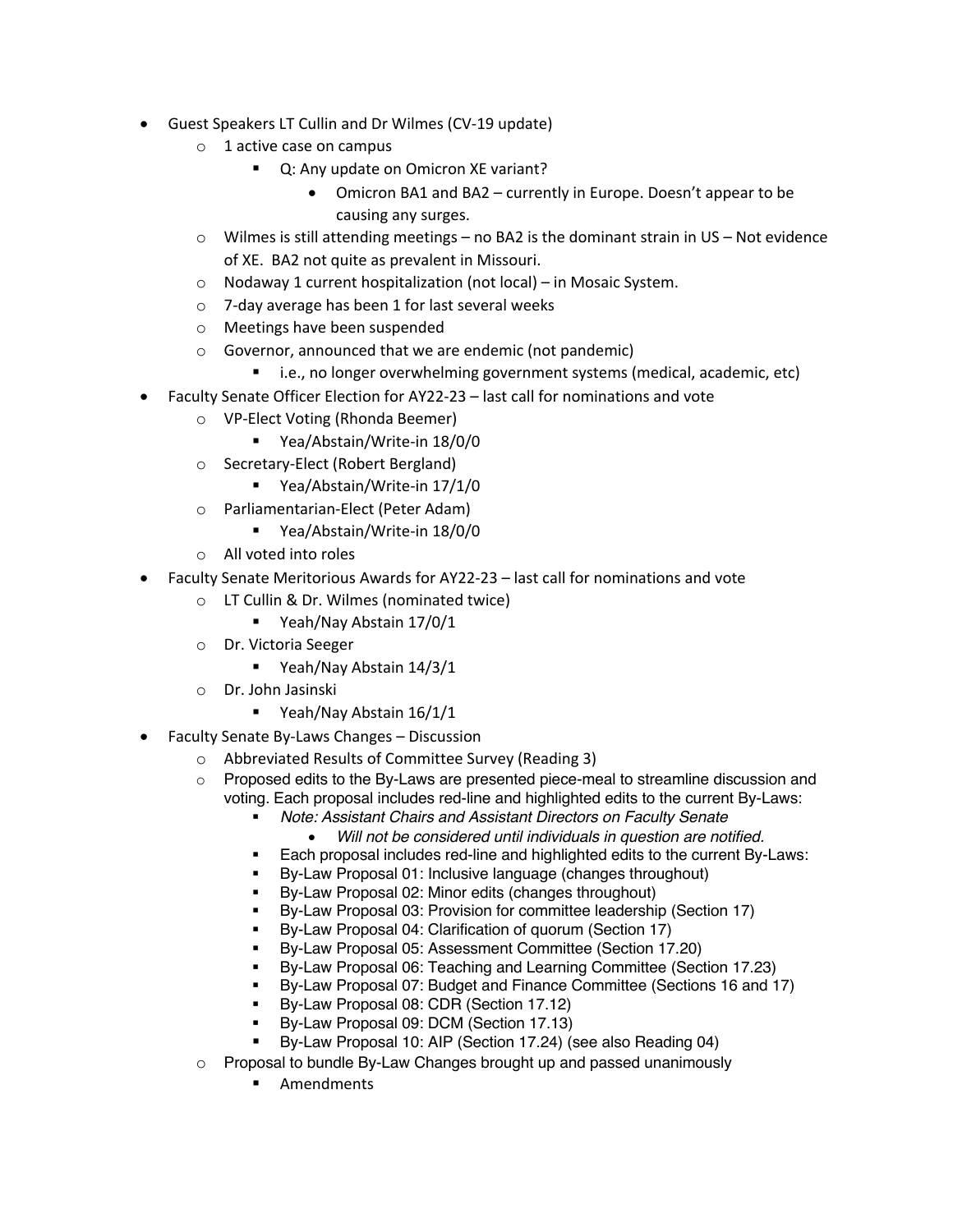- Guest Speakers LT Cullin and Dr Wilmes (CV-19 update)
  - 1 active case on campus
    - Q: Any update on Omicron XE variant?
      - Omicron BA1 and BA2 – currently in Europe. Doesn't appear to be causing any surges.
  - Wilmes is still attending meetings – no BA2 is the dominant strain in US – Not evidence of XE. BA2 not quite as prevalent in Missouri.
  - Nodaway 1 current hospitalization (not local) – in Mosaic System.
  - 7-day average has been 1 for last several weeks
  - Meetings have been suspended
  - Governor, announced that we are endemic (not pandemic)
    - i.e., no longer overwhelming government systems (medical, academic, etc)
- Faculty Senate Officer Election for AY22-23 – last call for nominations and vote
  - VP-Elect Voting (Rhonda Beemer)
    - Yea/Abstain/Write-in 18/0/0
  - Secretary-Elect (Robert Bergland)
    - Yea/Abstain/Write-in 17/1/0
  - Parliamentarian-Elect (Peter Adam)
    - Yea/Abstain/Write-in 18/0/0
  - All voted into roles
- Faculty Senate Meritorious Awards for AY22-23 – last call for nominations and vote
  - LT Cullin & Dr. Wilmes (nominated twice)
    - Yeah/Nay Abstain 17/0/1
  - Dr. Victoria Seeger
    - Yeah/Nay Abstain 14/3/1
  - Dr. John Jasinski
    - Yeah/Nay Abstain 16/1/1
- Faculty Senate By-Laws Changes – Discussion
  - Abbreviated Results of Committee Survey (Reading 3)
  - Proposed edits to the By-Laws are presented piece-meal to streamline discussion and voting. Each proposal includes red-line and highlighted edits to the current By-Laws:
    - *Note: Assistant Chairs and Assistant Directors on Faculty Senate*
      - *Will not be considered until individuals in question are notified.*
    - Each proposal includes red-line and highlighted edits to the current By-Laws:
    - By-Law Proposal 01: Inclusive language (changes throughout)
    - By-Law Proposal 02: Minor edits (changes throughout)
    - By-Law Proposal 03: Provision for committee leadership (Section 17)
    - By-Law Proposal 04: Clarification of quorum (Section 17)
    - By-Law Proposal 05: Assessment Committee (Section 17.20)
    - By-Law Proposal 06: Teaching and Learning Committee (Section 17.23)
    - By-Law Proposal 07: Budget and Finance Committee (Sections 16 and 17)
    - By-Law Proposal 08: CDR (Section 17.12)
    - By-Law Proposal 09: DCM (Section 17.13)
    - By-Law Proposal 10: AIP (Section 17.24) (see also Reading 04)
  - Proposal to bundle By-Law Changes brought up and passed unanimously
    - Amendments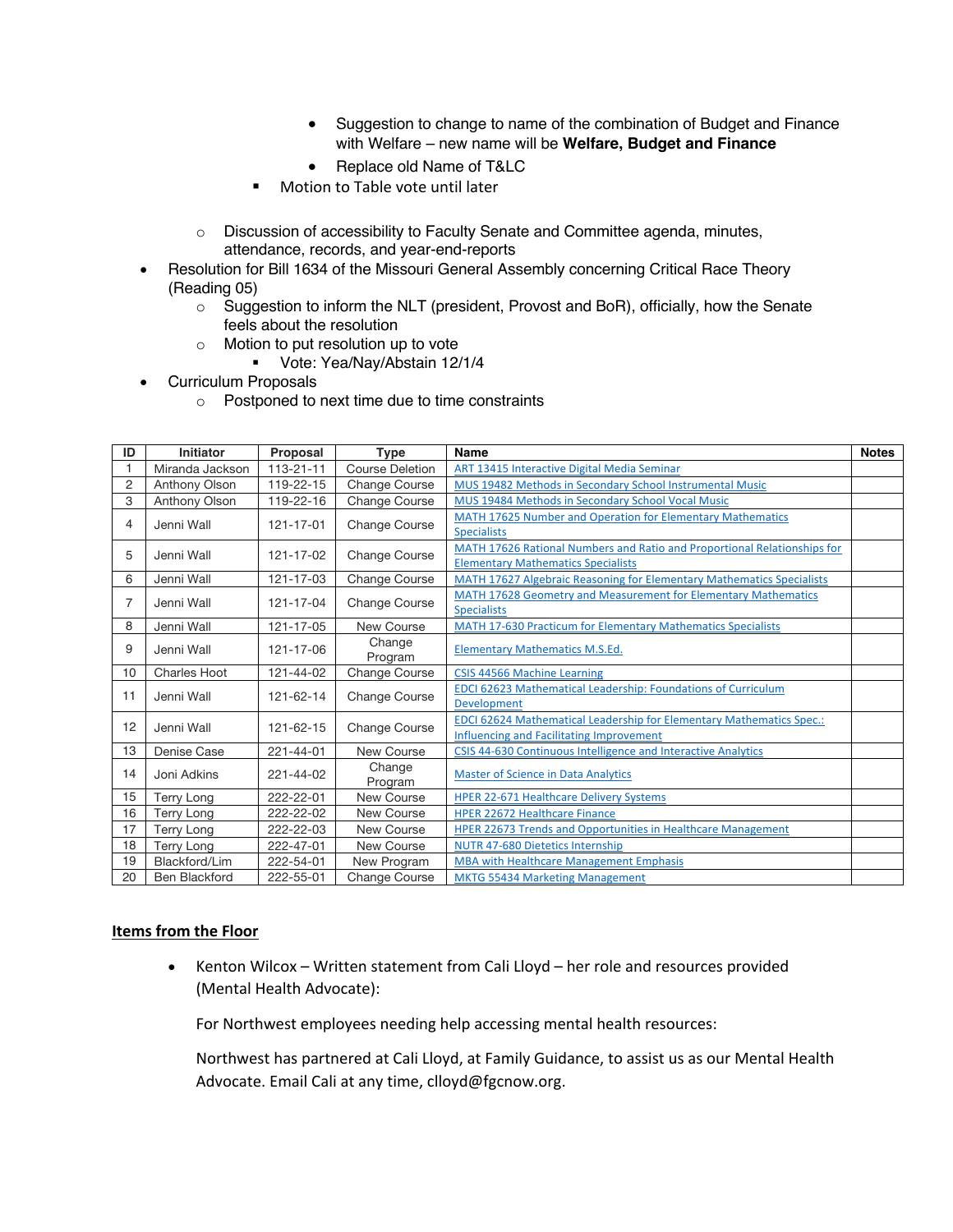- Suggestion to change to name of the combination of Budget and Finance with Welfare – new name will be **Welfare, Budget and Finance**
        - Replace old Name of T&LC
      - Motion to Table vote until later

  - Discussion of accessibility to Faculty Senate and Committee agenda, minutes, attendance, records, and year-end-reports
- Resolution for Bill 1634 of the Missouri General Assembly concerning Critical Race Theory (Reading 05)
  - Suggestion to inform the NLT (president, Provost and BoR), officially, how the Senate feels about the resolution
  - Motion to put resolution up to vote
    - Vote: Yea/Nay/Abstain 12/1/4
- Curriculum Proposals
  - Postponed to next time due to time constraints

| ID | Initiator | Proposal | Type | Name | Notes |
|---|---|---|---|---|---|
| 1 | Miranda Jackson | 113-21-11 | Course Deletion | ART 13415 Interactive Digital Media Seminar | |
| 2 | Anthony Olson | 119-22-15 | Change Course | MUS 19482 Methods in Secondary School Instrumental Music | |
| 3 | Anthony Olson | 119-22-16 | Change Course | MUS 19484 Methods in Secondary School Vocal Music | |
| 4 | Jenni Wall | 121-17-01 | Change Course | MATH 17625 Number and Operation for Elementary Mathematics Specialists | |
| 5 | Jenni Wall | 121-17-02 | Change Course | MATH 17626 Rational Numbers and Ratio and Proportional Relationships for Elementary Mathematics Specialists | |
| 6 | Jenni Wall | 121-17-03 | Change Course | MATH 17627 Algebraic Reasoning for Elementary Mathematics Specialists | |
| 7 | Jenni Wall | 121-17-04 | Change Course | MATH 17628 Geometry and Measurement for Elementary Mathematics Specialists | |
| 8 | Jenni Wall | 121-17-05 | New Course | MATH 17-630 Practicum for Elementary Mathematics Specialists | |
| 9 | Jenni Wall | 121-17-06 | Change Program | Elementary Mathematics M.S.Ed. | |
| 10 | Charles Hoot | 121-44-02 | Change Course | CSIS 44566 Machine Learning | |
| 11 | Jenni Wall | 121-62-14 | Change Course | EDCI 62623 Mathematical Leadership: Foundations of Curriculum Development | |
| 12 | Jenni Wall | 121-62-15 | Change Course | EDCI 62624 Mathematical Leadership for Elementary Mathematics Spec.: Influencing and Facilitating Improvement | |
| 13 | Denise Case | 221-44-01 | New Course | CSIS 44-630 Continuous Intelligence and Interactive Analytics | |
| 14 | Joni Adkins | 221-44-02 | Change Program | Master of Science in Data Analytics | |
| 15 | Terry Long | 222-22-01 | New Course | HPER 22-671 Healthcare Delivery Systems | |
| 16 | Terry Long | 222-22-02 | New Course | HPER 22672 Healthcare Finance | |
| 17 | Terry Long | 222-22-03 | New Course | HPER 22673 Trends and Opportunities in Healthcare Management | |
| 18 | Terry Long | 222-47-01 | New Course | NUTR 47-680 Dietetics Internship | |
| 19 | Blackford/Lim | 222-54-01 | New Program | MBA with Healthcare Management Emphasis | |
| 20 | Ben Blackford | 222-55-01 | Change Course | MKTG 55434 Marketing Management | |

## Items from the Floor

- Kenton Wilcox – Written statement from Cali Lloyd – her role and resources provided (Mental Health Advocate):

  For Northwest employees needing help accessing mental health resources:

  Northwest has partnered at Cali Lloyd, at Family Guidance, to assist us as our Mental Health Advocate. Email Cali at any time, clloyd@fgcnow.org.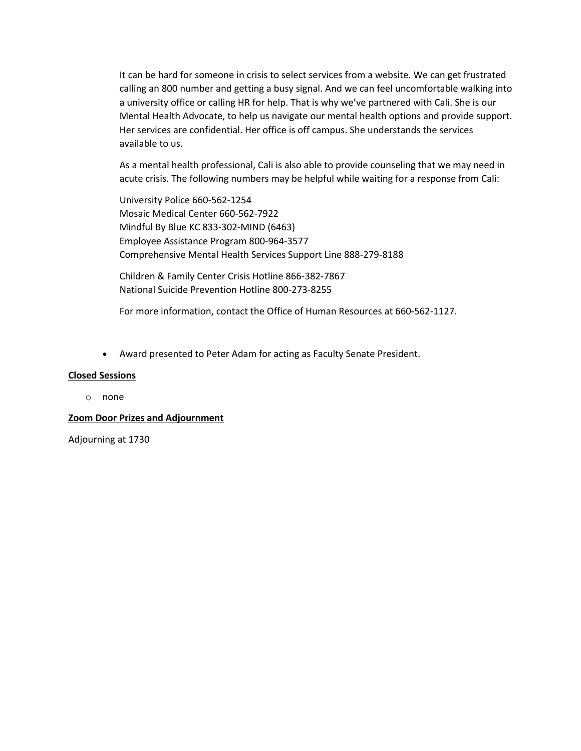It can be hard for someone in crisis to select services from a website. We can get frustrated calling an 800 number and getting a busy signal. And we can feel uncomfortable walking into a university office or calling HR for help. That is why we've partnered with Cali. She is our Mental Health Advocate, to help us navigate our mental health options and provide support. Her services are confidential. Her office is off campus. She understands the services available to us.

As a mental health professional, Cali is also able to provide counseling that we may need in acute crisis. The following numbers may be helpful while waiting for a response from Cali:

University Police 660-562-1254
Mosaic Medical Center 660-562-7922
Mindful By Blue KC 833-302-MIND (6463)
Employee Assistance Program 800-964-3577
Comprehensive Mental Health Services Support Line 888-279-8188

Children & Family Center Crisis Hotline 866-382-7867
National Suicide Prevention Hotline 800-273-8255

For more information, contact the Office of Human Resources at 660-562-1127.

- Award presented to Peter Adam for acting as Faculty Senate President.

**Closed Sessions**

- none

**Zoom Door Prizes and Adjournment**

Adjourning at 1730